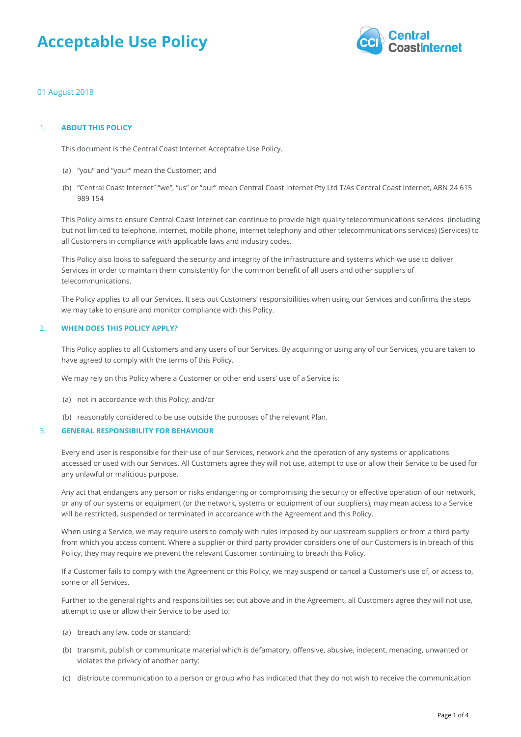# Acceptable Use Policy

01 August 2018

## 1. ABOUT THIS POLICY

This document is the Central Coast Internet Acceptable Use Policy.

(a) "you" and "your" mean the Customer; and

(b) "Central Coast Internet" "we", "us" or "our" mean Central Coast Internet Pty Ltd T/As Central Coast Internet, ABN 24 615 989 154

This Policy aims to ensure Central Coast Internet can continue to provide high quality telecommunications services (including but not limited to telephone, internet, mobile phone, internet telephony and other telecommunications services) (Services) to all Customers in compliance with applicable laws and industry codes.

This Policy also looks to safeguard the security and integrity of the infrastructure and systems which we use to deliver Services in order to maintain them consistently for the common benefit of all users and other suppliers of telecommunications.

The Policy applies to all our Services. It sets out Customers' responsibilities when using our Services and confirms the steps we may take to ensure and monitor compliance with this Policy.

## 2. WHEN DOES THIS POLICY APPLY?

This Policy applies to all Customers and any users of our Services. By acquiring or using any of our Services, you are taken to have agreed to comply with the terms of this Policy.

We may rely on this Policy where a Customer or other end users' use of a Service is:

(a) not in accordance with this Policy; and/or

(b) reasonably considered to be use outside the purposes of the relevant Plan.

## 3. GENERAL RESPONSIBILITY FOR BEHAVIOUR

Every end user is responsible for their use of our Services, network and the operation of any systems or applications accessed or used with our Services. All Customers agree they will not use, attempt to use or allow their Service to be used for any unlawful or malicious purpose.

Any act that endangers any person or risks endangering or compromising the security or effective operation of our network, or any of our systems or equipment (or the network, systems or equipment of our suppliers), may mean access to a Service will be restricted, suspended or terminated in accordance with the Agreement and this Policy.

When using a Service, we may require users to comply with rules imposed by our upstream suppliers or from a third party from which you access content. Where a supplier or third party provider considers one of our Customers is in breach of this Policy, they may require we prevent the relevant Customer continuing to breach this Policy.

If a Customer fails to comply with the Agreement or this Policy, we may suspend or cancel a Customer's use of, or access to, some or all Services.

Further to the general rights and responsibilities set out above and in the Agreement, all Customers agree they will not use, attempt to use or allow their Service to be used to:

(a) breach any law, code or standard;

(b) transmit, publish or communicate material which is defamatory, offensive, abusive, indecent, menacing, unwanted or violates the privacy of another party;

(c) distribute communication to a person or group who has indicated that they do not wish to receive the communication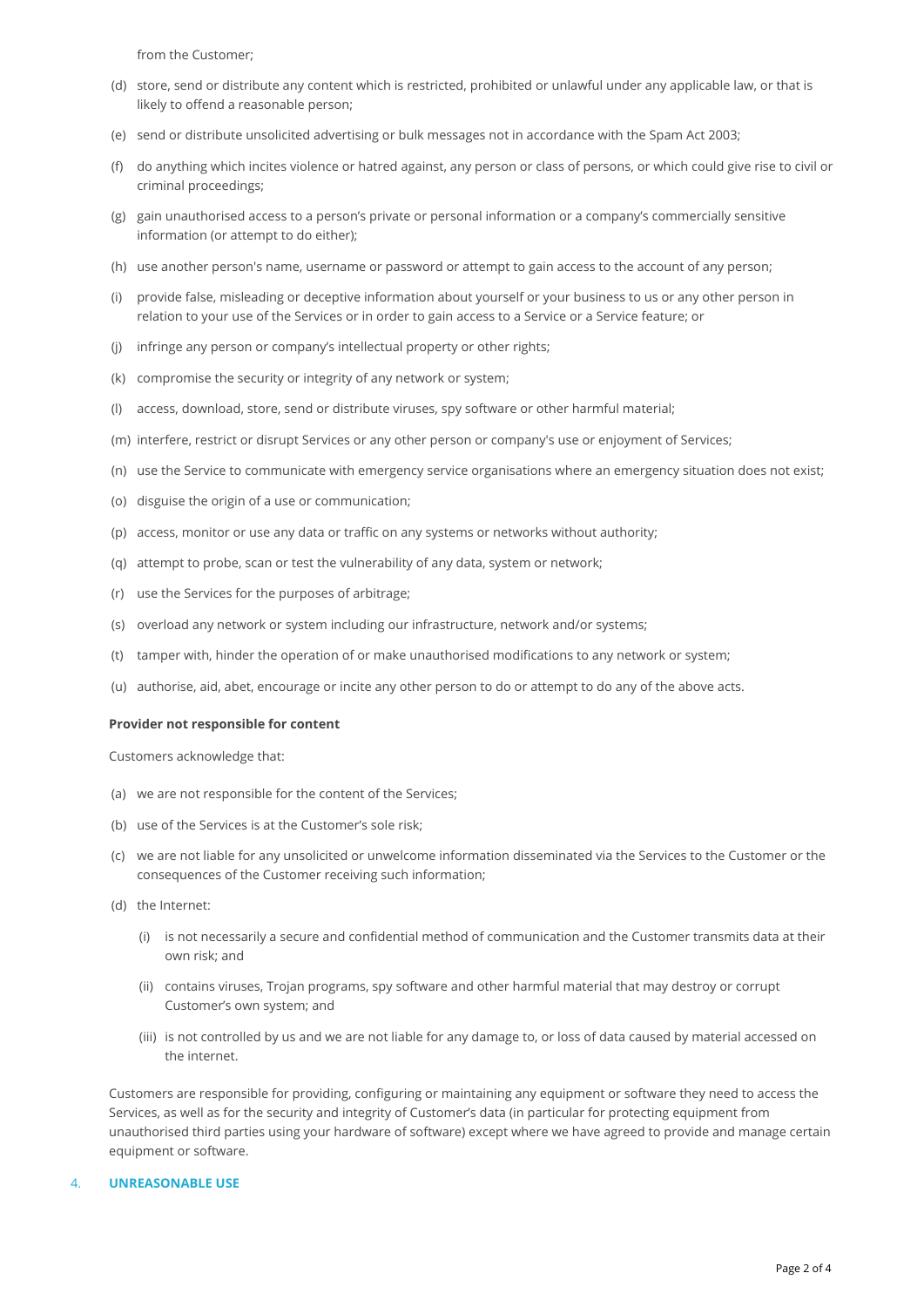from the Customer;

(d) store, send or distribute any content which is restricted, prohibited or unlawful under any applicable law, or that is likely to offend a reasonable person;

(e) send or distribute unsolicited advertising or bulk messages not in accordance with the Spam Act 2003;

(f) do anything which incites violence or hatred against, any person or class of persons, or which could give rise to civil or criminal proceedings;

(g) gain unauthorised access to a person's private or personal information or a company's commercially sensitive information (or attempt to do either);

(h) use another person's name, username or password or attempt to gain access to the account of any person;

(i) provide false, misleading or deceptive information about yourself or your business to us or any other person in relation to your use of the Services or in order to gain access to a Service or a Service feature; or

(j) infringe any person or company's intellectual property or other rights;

(k) compromise the security or integrity of any network or system;

(l) access, download, store, send or distribute viruses, spy software or other harmful material;

(m) interfere, restrict or disrupt Services or any other person or company's use or enjoyment of Services;

(n) use the Service to communicate with emergency service organisations where an emergency situation does not exist;

(o) disguise the origin of a use or communication;

(p) access, monitor or use any data or traffic on any systems or networks without authority;

(q) attempt to probe, scan or test the vulnerability of any data, system or network;

(r) use the Services for the purposes of arbitrage;

(s) overload any network or system including our infrastructure, network and/or systems;

(t) tamper with, hinder the operation of or make unauthorised modifications to any network or system;

(u) authorise, aid, abet, encourage or incite any other person to do or attempt to do any of the above acts.

**Provider not responsible for content**

Customers acknowledge that:

(a) we are not responsible for the content of the Services;

(b) use of the Services is at the Customer's sole risk;

(c) we are not liable for any unsolicited or unwelcome information disseminated via the Services to the Customer or the consequences of the Customer receiving such information;

(d) the Internet:

   (i) is not necessarily a secure and confidential method of communication and the Customer transmits data at their own risk; and

   (ii) contains viruses, Trojan programs, spy software and other harmful material that may destroy or corrupt Customer's own system; and

   (iii) is not controlled by us and we are not liable for any damage to, or loss of data caused by material accessed on the internet.

Customers are responsible for providing, configuring or maintaining any equipment or software they need to access the Services, as well as for the security and integrity of Customer's data (in particular for protecting equipment from unauthorised third parties using your hardware of software) except where we have agreed to provide and manage certain equipment or software.

## 4. UNREASONABLE USE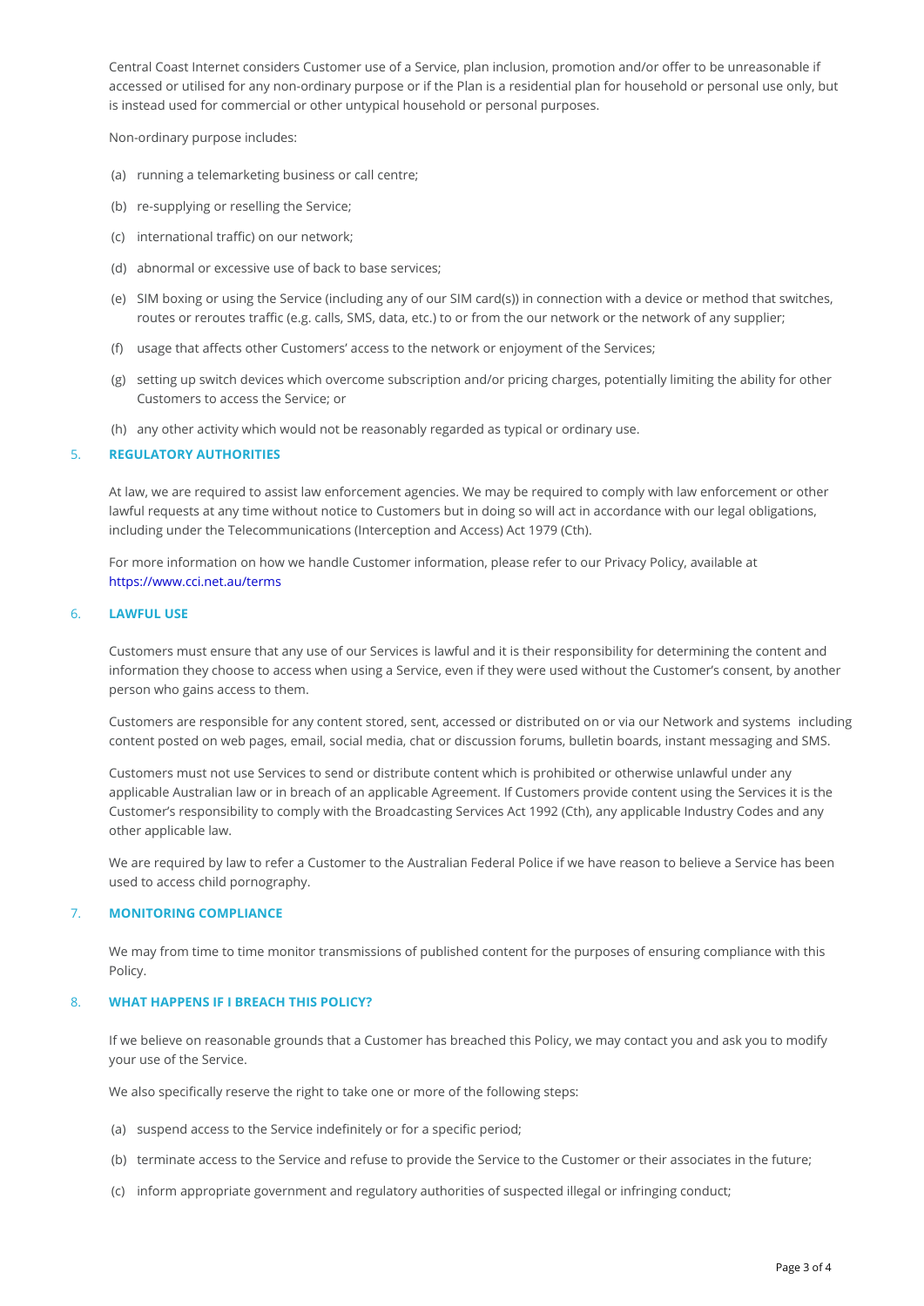Central Coast Internet considers Customer use of a Service, plan inclusion, promotion and/or offer to be unreasonable if accessed or utilised for any non-ordinary purpose or if the Plan is a residential plan for household or personal use only, but is instead used for commercial or other untypical household or personal purposes.

Non-ordinary purpose includes:

(a) running a telemarketing business or call centre;

(b) re-supplying or reselling the Service;

(c) international traffic) on our network;

(d) abnormal or excessive use of back to base services;

(e) SIM boxing or using the Service (including any of our SIM card(s)) in connection with a device or method that switches, routes or reroutes traffic (e.g. calls, SMS, data, etc.) to or from the our network or the network of any supplier;

(f) usage that affects other Customers' access to the network or enjoyment of the Services;

(g) setting up switch devices which overcome subscription and/or pricing charges, potentially limiting the ability for other Customers to access the Service; or

(h) any other activity which would not be reasonably regarded as typical or ordinary use.

## 5. REGULATORY AUTHORITIES

At law, we are required to assist law enforcement agencies. We may be required to comply with law enforcement or other lawful requests at any time without notice to Customers but in doing so will act in accordance with our legal obligations, including under the Telecommunications (Interception and Access) Act 1979 (Cth).

For more information on how we handle Customer information, please refer to our Privacy Policy, available at https://www.cci.net.au/terms

## 6. LAWFUL USE

Customers must ensure that any use of our Services is lawful and it is their responsibility for determining the content and information they choose to access when using a Service, even if they were used without the Customer's consent, by another person who gains access to them.

Customers are responsible for any content stored, sent, accessed or distributed on or via our Network and systems including content posted on web pages, email, social media, chat or discussion forums, bulletin boards, instant messaging and SMS.

Customers must not use Services to send or distribute content which is prohibited or otherwise unlawful under any applicable Australian law or in breach of an applicable Agreement. If Customers provide content using the Services it is the Customer's responsibility to comply with the Broadcasting Services Act 1992 (Cth), any applicable Industry Codes and any other applicable law.

We are required by law to refer a Customer to the Australian Federal Police if we have reason to believe a Service has been used to access child pornography.

## 7. MONITORING COMPLIANCE

We may from time to time monitor transmissions of published content for the purposes of ensuring compliance with this Policy.

## 8. WHAT HAPPENS IF I BREACH THIS POLICY?

If we believe on reasonable grounds that a Customer has breached this Policy, we may contact you and ask you to modify your use of the Service.

We also specifically reserve the right to take one or more of the following steps:

(a) suspend access to the Service indefinitely or for a specific period;

(b) terminate access to the Service and refuse to provide the Service to the Customer or their associates in the future;

(c) inform appropriate government and regulatory authorities of suspected illegal or infringing conduct;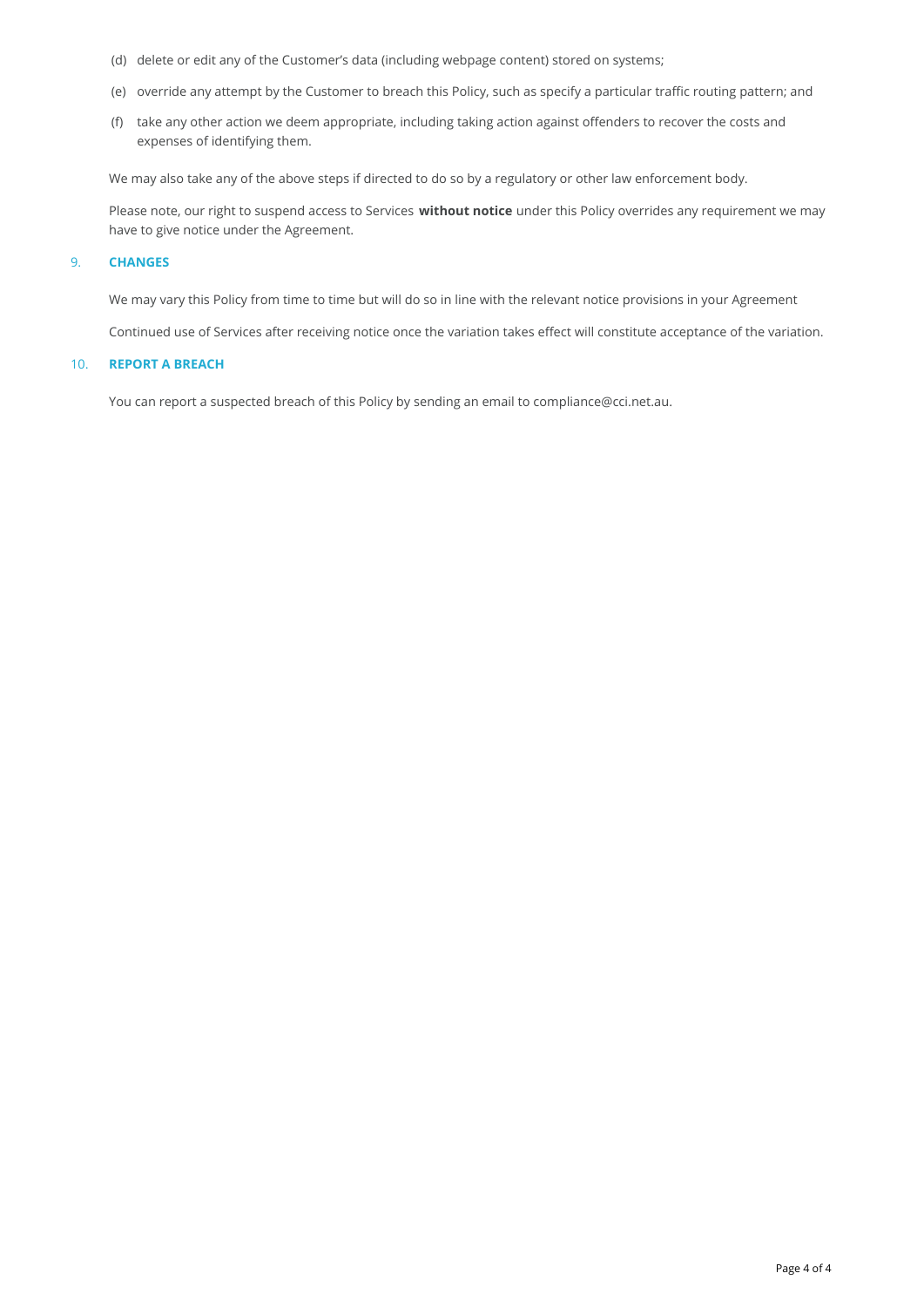(d) delete or edit any of the Customer's data (including webpage content) stored on systems;

(e) override any attempt by the Customer to breach this Policy, such as specify a particular traffic routing pattern; and

(f) take any other action we deem appropriate, including taking action against offenders to recover the costs and expenses of identifying them.

We may also take any of the above steps if directed to do so by a regulatory or other law enforcement body.

Please note, our right to suspend access to Services **without notice** under this Policy overrides any requirement we may have to give notice under the Agreement.

## 9. CHANGES

We may vary this Policy from time to time but will do so in line with the relevant notice provisions in your Agreement

Continued use of Services after receiving notice once the variation takes effect will constitute acceptance of the variation.

## 10. REPORT A BREACH

You can report a suspected breach of this Policy by sending an email to compliance@cci.net.au.